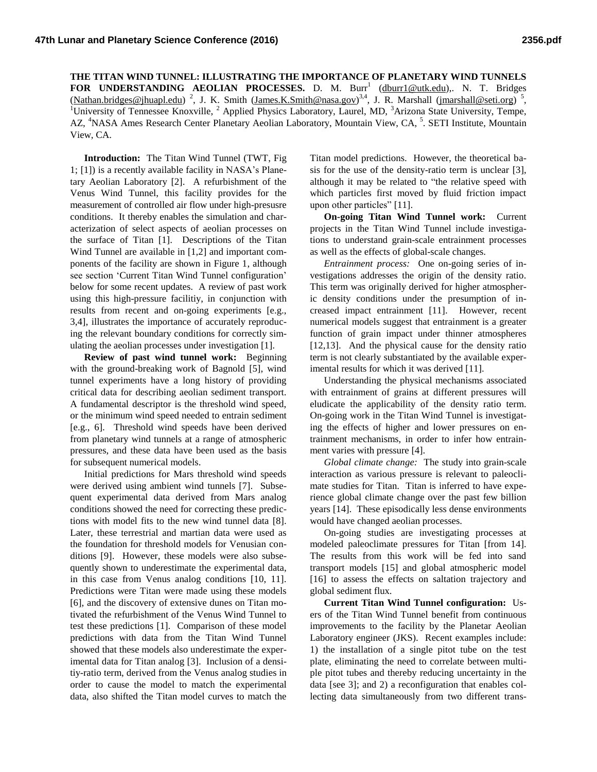# THE TITAN WIND TUNNEL: ILLUSTRATING THE IMPORTANCE OF PLANETARY WIND TUNNELS FOR UNDERSTANDING AEOLIAN PROCESSES.

D. M. Burr[1] (dburr1@utk.edu),. N. T. Bridges (Nathan.bridges@jhuapl.edu) [2], J. K. Smith (James.K.Smith@nasa.gov)[3,4], J. R. Marshall (jmarshall@seti.org) [5], [1]University of Tennessee Knoxville, [2] Applied Physics Laboratory, Laurel, MD, [3]Arizona State University, Tempe, AZ, [4]NASA Ames Research Center Planetary Aeolian Laboratory, Mountain View, CA, [5]. SETI Institute, Mountain View, CA.

**Introduction:** The Titan Wind Tunnel (TWT, Fig 1; [1]) is a recently available facility in NASA's Planetary Aeolian Laboratory [2]. A refurbishment of the Venus Wind Tunnel, this facility provides for the measurement of controlled air flow under high-presusre conditions. It thereby enables the simulation and characterization of select aspects of aeolian processes on the surface of Titan [1]. Descriptions of the Titan Wind Tunnel are available in [1,2] and important components of the facility are shown in Figure 1, although see section 'Current Titan Wind Tunnel configuration' below for some recent updates. A review of past work using this high-pressure facilitiy, in conjunction with results from recent and on-going experiments [e.g., 3,4], illustrates the importance of accurately reproducing the relevant boundary conditions for correctly simulating the aeolian processes under investigation [1].

**Review of past wind tunnel work:** Beginning with the ground-breaking work of Bagnold [5], wind tunnel experiments have a long history of providing critical data for describing aeolian sediment transport. A fundamental descriptor is the threshold wind speed, or the minimum wind speed needed to entrain sediment [e.g., 6]. Threshold wind speeds have been derived from planetary wind tunnels at a range of atmospheric pressures, and these data have been used as the basis for subsequent numerical models.

Initial predictions for Mars threshold wind speeds were derived using ambient wind tunnels [7]. Subsequent experimental data derived from Mars analog conditions showed the need for correcting these predictions with model fits to the new wind tunnel data [8]. Later, these terrestrial and martian data were used as the foundation for threshold models for Venusian conditions [9]. However, these models were also subsequently shown to underestimate the experimental data, in this case from Venus analog conditions [10, 11]. Predictions were Titan were made using these models [6], and the discovery of extensive dunes on Titan motivated the refurbishment of the Venus Wind Tunnel to test these predictions [1]. Comparison of these model predictions with data from the Titan Wind Tunnel showed that these models also underestimate the experimental data for Titan analog [3]. Inclusion of a densitiy-ratio term, derived from the Venus analog studies in order to cause the model to match the experimental data, also shifted the Titan model curves to match the Titan model predictions. However, the theoretical basis for the use of the density-ratio term is unclear [3], although it may be related to "the relative speed with which particles first moved by fluid friction impact upon other particles" [11].

**On-going Titan Wind Tunnel work:** Current projects in the Titan Wind Tunnel include investigations to understand grain-scale entrainment processes as well as the effects of global-scale changes.

*Entrainment process:* One on-going series of investigations addresses the origin of the density ratio. This term was originally derived for higher atmospheric density conditions under the presumption of increased impact entrainment [11]. However, recent numerical models suggest that entrainment is a greater function of grain impact under thinner atmospheres [12,13]. And the physical cause for the density ratio term is not clearly substantiated by the available experimental results for which it was derived [11].

Understanding the physical mechanisms associated with entrainment of grains at different pressures will elucidate the applicability of the density ratio term. On-going work in the Titan Wind Tunnel is investigating the effects of higher and lower pressures on entrainment mechanisms, in order to infer how entrainment varies with pressure [4].

*Global climate change:* The study into grain-scale interaction as various pressure is relevant to paleoclimate studies for Titan. Titan is inferred to have experience global climate change over the past few billion years [14]. These episodically less dense environments would have changed aeolian processes.

On-going studies are investigating processes at modeled paleoclimate pressures for Titan [from 14]. The results from this work will be fed into sand transport models [15] and global atmospheric model [16] to assess the effects on saltation trajectory and global sediment flux.

**Current Titan Wind Tunnel configuration:** Users of the Titan Wind Tunnel benefit from continuous improvements to the facility by the Planetar Aeolian Laboratory engineer (JKS). Recent examples include: 1) the installation of a single pitot tube on the test plate, eliminating the need to correlate between multiple pitot tubes and thereby reducing uncertainty in the data [see 3]; and 2) a reconfiguration that enables collecting data simultaneously from two different trans-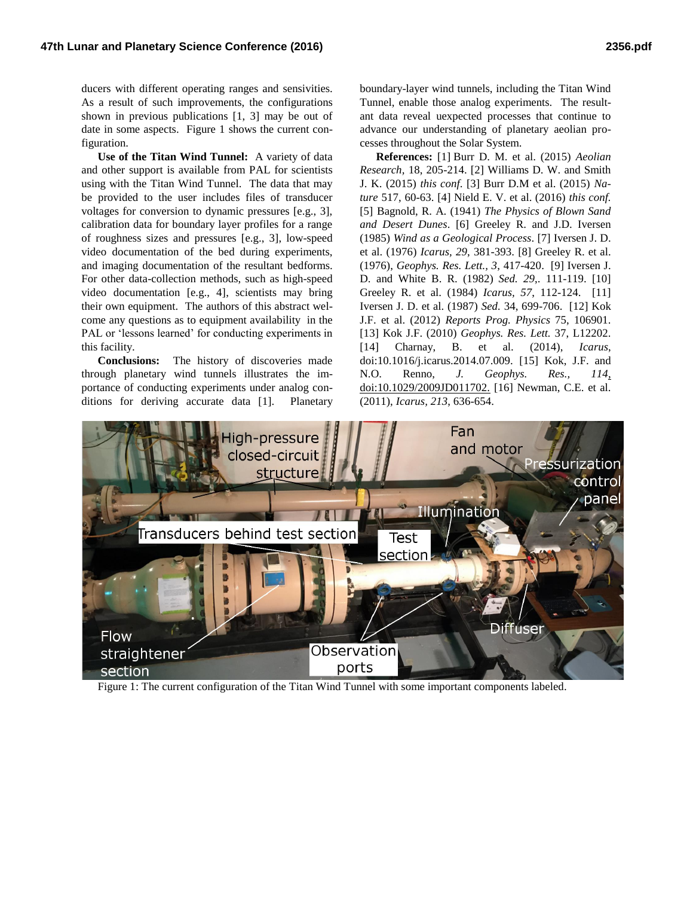ducers with different operating ranges and sensivities. As a result of such improvements, the configurations shown in previous publications [1, 3] may be out of date in some aspects. Figure 1 shows the current configuration.

**Use of the Titan Wind Tunnel:** A variety of data and other support is available from PAL for scientists using with the Titan Wind Tunnel. The data that may be provided to the user includes files of transducer voltages for conversion to dynamic pressures [e.g., 3], calibration data for boundary layer profiles for a range of roughness sizes and pressures [e.g., 3], low-speed video documentation of the bed during experiments, and imaging documentation of the resultant bedforms. For other data-collection methods, such as high-speed video documentation [e.g., 4], scientists may bring their own equipment. The authors of this abstract welcome any questions as to equipment availability in the PAL or 'lessons learned' for conducting experiments in this facility.

**Conclusions:** The history of discoveries made through planetary wind tunnels illustrates the importance of conducting experiments under analog conditions for deriving accurate data [1]. Planetary boundary-layer wind tunnels, including the Titan Wind Tunnel, enable those analog experiments. The resultant data reveal uexpected processes that continue to advance our understanding of planetary aeolian processes throughout the Solar System.

**References:** [1] Burr D. M. et al. (2015) *Aeolian Research*, 18, 205-214. [2] Williams D. W. and Smith J. K. (2015) *this conf*. [3] Burr D.M et al. (2015) *Nature* 517, 60-63. [4] Nield E. V. et al. (2016) *this conf.* [5] Bagnold, R. A. (1941) *The Physics of Blown Sand and Desert Dunes*. [6] Greeley R. and J.D. Iversen (1985) *Wind as a Geological Process*. [7] Iversen J. D. et al. (1976) *Icarus, 29*, 381-393. [8] Greeley R. et al. (1976), *Geophys. Res. Lett., 3*, 417-420. [9] Iversen J. D. and White B. R. (1982) *Sed. 29*,. 111-119. [10] Greeley R. et al. (1984) *Icarus, 57*, 112-124. [11] Iversen J. D. et al. (1987) *Sed.* 34, 699-706. [12] Kok J.F. et al. (2012) *Reports Prog. Physics* 75, 106901. [13] Kok J.F. (2010) *Geophys. Res. Lett.* 37, L12202. [14] Charnay, B. et al. (2014), *Icarus*, doi:10.1016/j.icarus.2014.07.009. [15] Kok, J.F. and N.O. Renno, *J. Geophys. Res., 114*, doi:10.1029/2009JD011702. [16] Newman, C.E. et al. (2011), *Icarus, 213*, 636-654.

High-pressure closed-circuit structure

Fan and motor

Pressurization control panel

Illumination

Transducers behind test section

Test section

Flow straightener section

Observation ports

Diffuser

Figure 1: The current configuration of the Titan Wind Tunnel with some important components labeled.